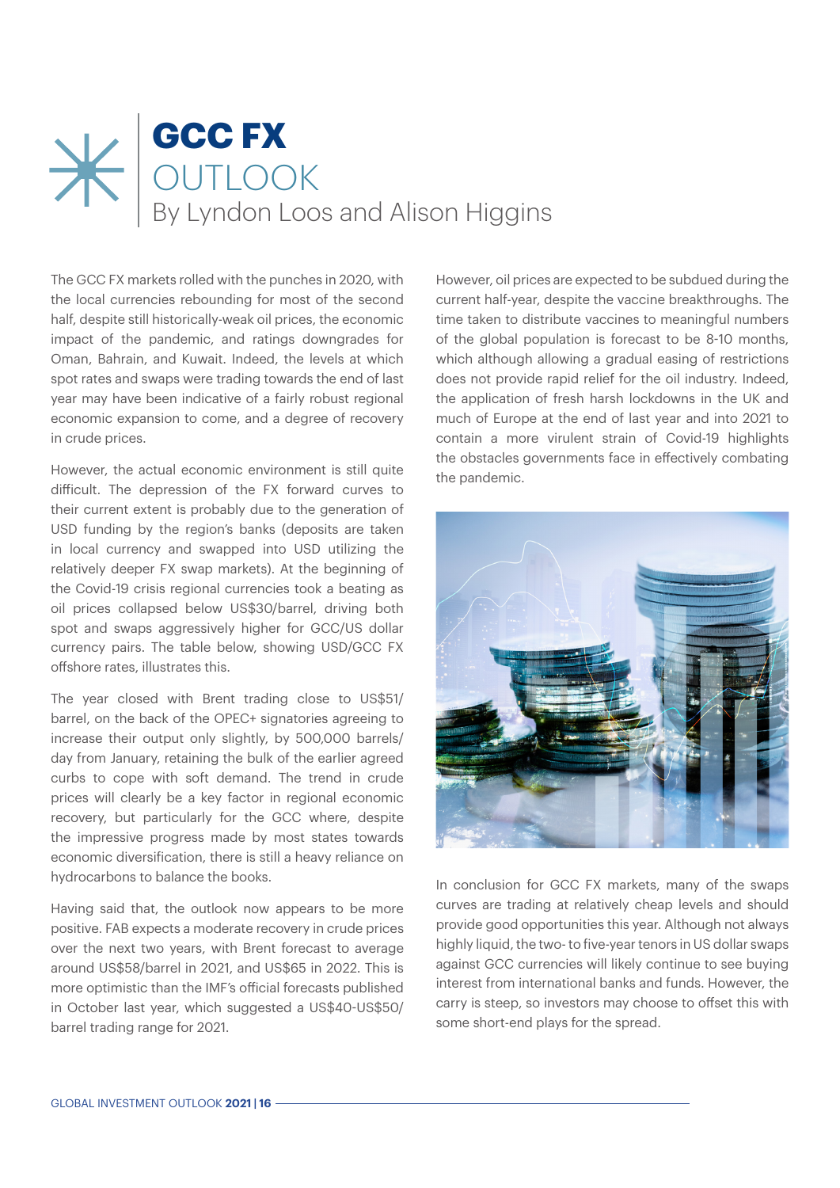# GCC FX

## OUTLOOK

By Lyndon Loos and Alison Higgins

The GCC FX markets rolled with the punches in 2020, with the local currencies rebounding for most of the second half, despite still historically-weak oil prices, the economic impact of the pandemic, and ratings downgrades for Oman, Bahrain, and Kuwait. Indeed, the levels at which spot rates and swaps were trading towards the end of last year may have been indicative of a fairly robust regional economic expansion to come, and a degree of recovery in crude prices.

However, the actual economic environment is still quite difficult. The depression of the FX forward curves to their current extent is probably due to the generation of USD funding by the region's banks (deposits are taken in local currency and swapped into USD utilizing the relatively deeper FX swap markets). At the beginning of the Covid-19 crisis regional currencies took a beating as oil prices collapsed below US$30/barrel, driving both spot and swaps aggressively higher for GCC/US dollar currency pairs. The table below, showing USD/GCC FX offshore rates, illustrates this.

The year closed with Brent trading close to US$51/barrel, on the back of the OPEC+ signatories agreeing to increase their output only slightly, by 500,000 barrels/day from January, retaining the bulk of the earlier agreed curbs to cope with soft demand. The trend in crude prices will clearly be a key factor in regional economic recovery, but particularly for the GCC where, despite the impressive progress made by most states towards economic diversification, there is still a heavy reliance on hydrocarbons to balance the books.

Having said that, the outlook now appears to be more positive. FAB expects a moderate recovery in crude prices over the next two years, with Brent forecast to average around US$58/barrel in 2021, and US$65 in 2022. This is more optimistic than the IMF's official forecasts published in October last year, which suggested a US$40-US$50/barrel trading range for 2021.

However, oil prices are expected to be subdued during the current half-year, despite the vaccine breakthroughs. The time taken to distribute vaccines to meaningful numbers of the global population is forecast to be 8-10 months, which although allowing a gradual easing of restrictions does not provide rapid relief for the oil industry. Indeed, the application of fresh harsh lockdowns in the UK and much of Europe at the end of last year and into 2021 to contain a more virulent strain of Covid-19 highlights the obstacles governments face in effectively combating the pandemic.

In conclusion for GCC FX markets, many of the swaps curves are trading at relatively cheap levels and should provide good opportunities this year. Although not always highly liquid, the two- to five-year tenors in US dollar swaps against GCC currencies will likely continue to see buying interest from international banks and funds. However, the carry is steep, so investors may choose to offset this with some short-end plays for the spread.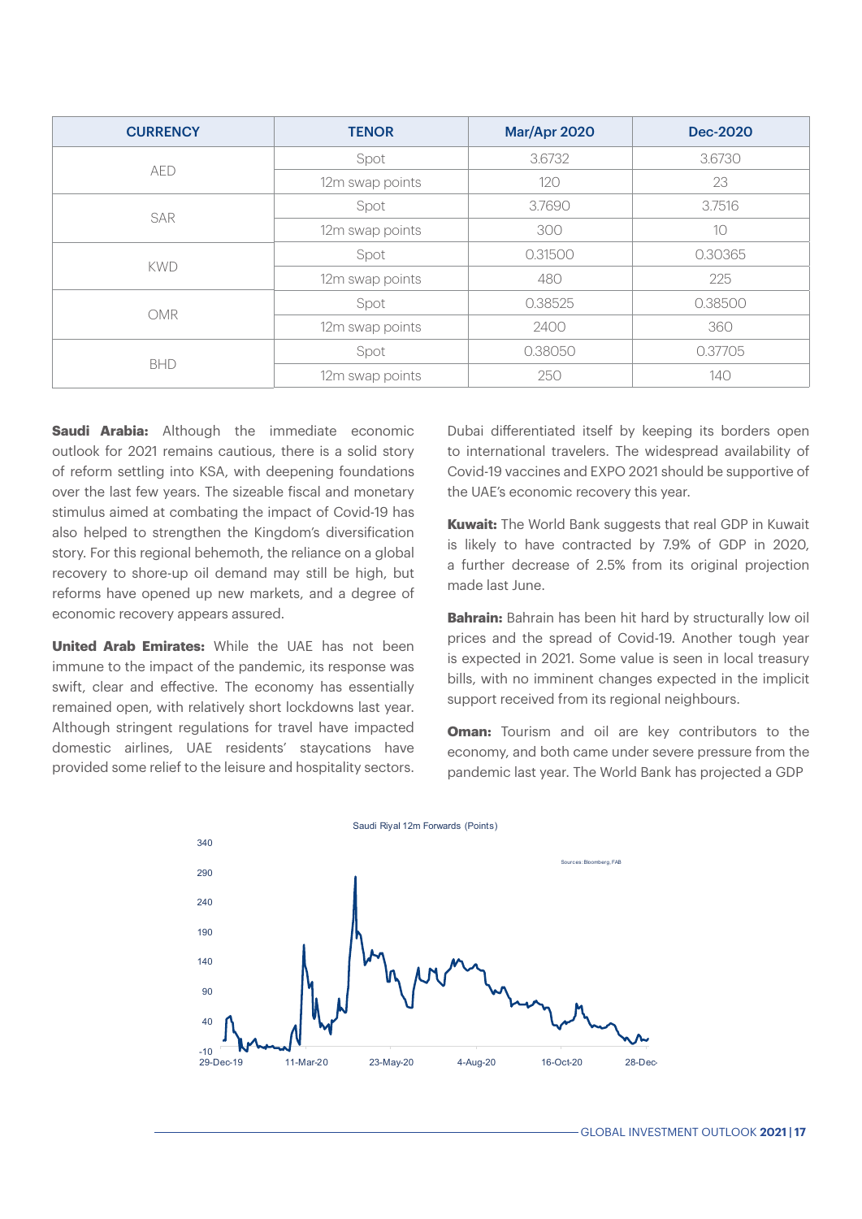| CURRENCY | TENOR | Mar/Apr 2020 | Dec-2020 |
|---|---|---|---|
| AED | Spot | 3.6732 | 3.6730 |
| | 12m swap points | 120 | 23 |
| SAR | Spot | 3.7690 | 3.7516 |
| | 12m swap points | 300 | 10 |
| KWD | Spot | 0.31500 | 0.30365 |
| | 12m swap points | 480 | 225 |
| OMR | Spot | 0.38525 | 0.38500 |
| | 12m swap points | 2400 | 360 |
| BHD | Spot | 0.38050 | 0.37705 |
| | 12m swap points | 250 | 140 |

**Saudi Arabia:** Although the immediate economic outlook for 2021 remains cautious, there is a solid story of reform settling into KSA, with deepening foundations over the last few years. The sizeable fiscal and monetary stimulus aimed at combating the impact of Covid-19 has also helped to strengthen the Kingdom's diversification story. For this regional behemoth, the reliance on a global recovery to shore-up oil demand may still be high, but reforms have opened up new markets, and a degree of economic recovery appears assured.

**United Arab Emirates:** While the UAE has not been immune to the impact of the pandemic, its response was swift, clear and effective. The economy has essentially remained open, with relatively short lockdowns last year. Although stringent regulations for travel have impacted domestic airlines, UAE residents' staycations have provided some relief to the leisure and hospitality sectors. Dubai differentiated itself by keeping its borders open to international travelers. The widespread availability of Covid-19 vaccines and EXPO 2021 should be supportive of the UAE's economic recovery this year.

**Kuwait:** The World Bank suggests that real GDP in Kuwait is likely to have contracted by 7.9% of GDP in 2020, a further decrease of 2.5% from its original projection made last June.

**Bahrain:** Bahrain has been hit hard by structurally low oil prices and the spread of Covid-19. Another tough year is expected in 2021. Some value is seen in local treasury bills, with no imminent changes expected in the implicit support received from its regional neighbours.

**Oman:** Tourism and oil are key contributors to the economy, and both came under severe pressure from the pandemic last year. The World Bank has projected a GDP

Saudi Riyal 12m Forwards (Points)

Sources: Bloomberg, FAB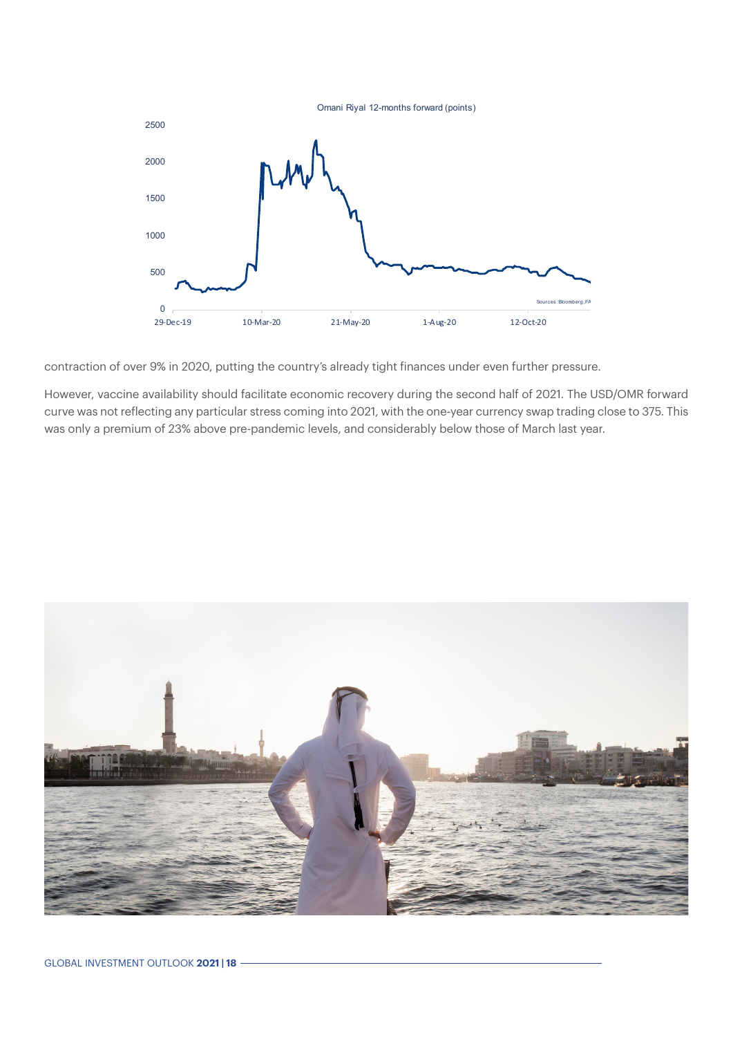Omani Riyal 12-months forward (points)

2500
2000
1500
1000
500
0

29-Dec-19
10-Mar-20
21-May-20
1-Aug-20
12-Oct-20

Sources: Bloomberg, FA

contraction of over 9% in 2020, putting the country's already tight finances under even further pressure.

However, vaccine availability should facilitate economic recovery during the second half of 2021. The USD/OMR forward curve was not reflecting any particular stress coming into 2021, with the one-year currency swap trading close to 375. This was only a premium of 23% above pre-pandemic levels, and considerably below those of March last year.